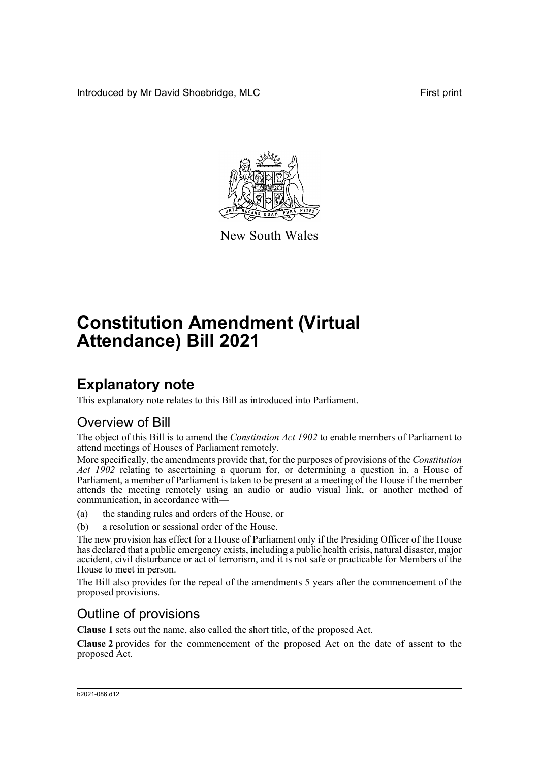Introduced by Mr David Shoebridge, MLC First print

New South Wales

# Constitution Amendment (Virtual Attendance) Bill 2021

## Explanatory note

This explanatory note relates to this Bill as introduced into Parliament.

### Overview of Bill

The object of this Bill is to amend the *Constitution Act 1902* to enable members of Parliament to attend meetings of Houses of Parliament remotely.

More specifically, the amendments provide that, for the purposes of provisions of the *Constitution Act 1902* relating to ascertaining a quorum for, or determining a question in, a House of Parliament, a member of Parliament is taken to be present at a meeting of the House if the member attends the meeting remotely using an audio or audio visual link, or another method of communication, in accordance with—

(a) the standing rules and orders of the House, or

(b) a resolution or sessional order of the House.

The new provision has effect for a House of Parliament only if the Presiding Officer of the House has declared that a public emergency exists, including a public health crisis, natural disaster, major accident, civil disturbance or act of terrorism, and it is not safe or practicable for Members of the House to meet in person.

The Bill also provides for the repeal of the amendments 5 years after the commencement of the proposed provisions.

### Outline of provisions

**Clause 1** sets out the name, also called the short title, of the proposed Act.

**Clause 2** provides for the commencement of the proposed Act on the date of assent to the proposed Act.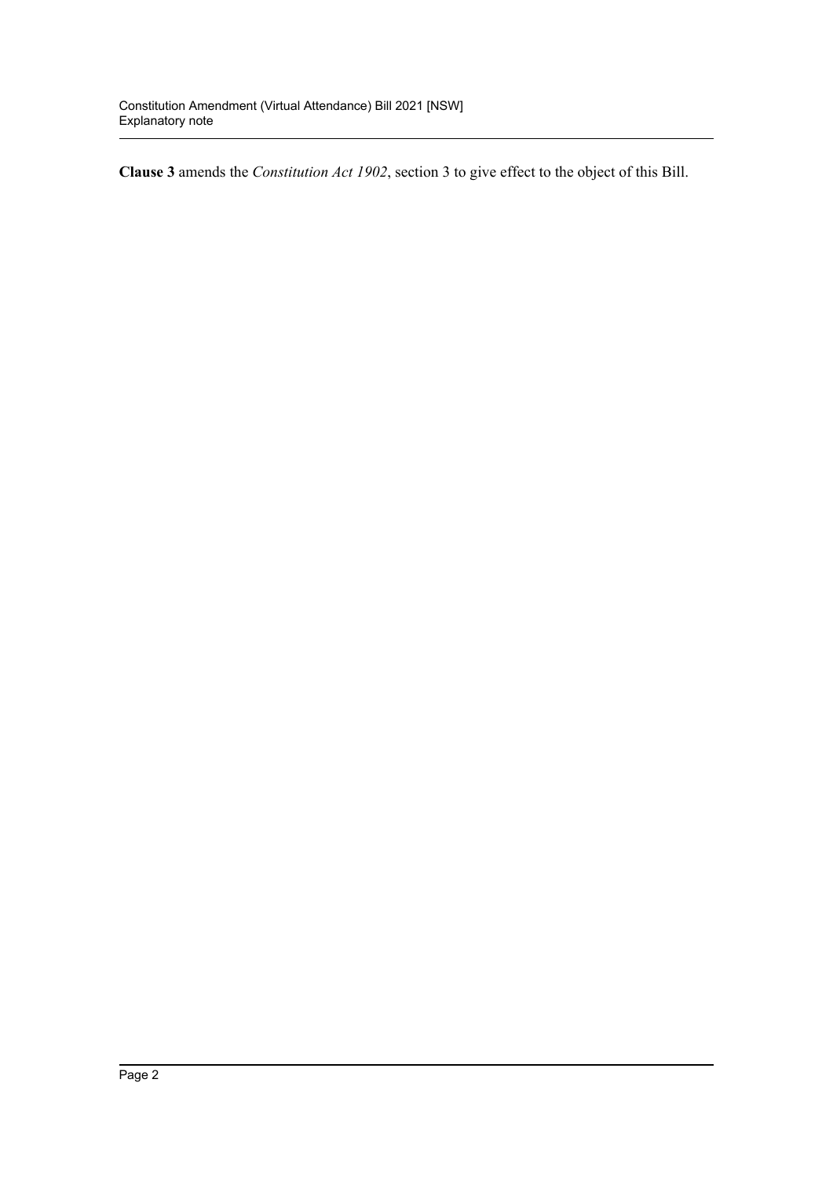**Clause 3** amends the *Constitution Act 1902*, section 3 to give effect to the object of this Bill.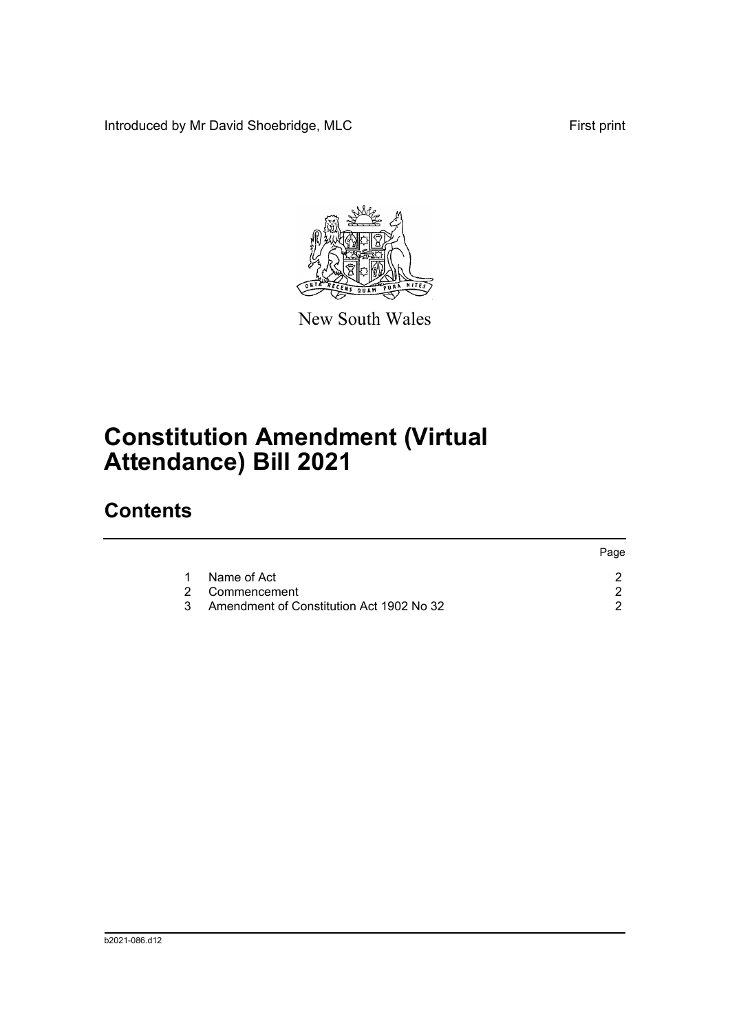Introduced by Mr David Shoebridge, MLC First print

New South Wales

# Constitution Amendment (Virtual Attendance) Bill 2021

## Contents

| | | Page |
|---|---|---|
| 1 | Name of Act | 2 |
| 2 | Commencement | 2 |
| 3 | Amendment of Constitution Act 1902 No 32 | 2 |

b2021-086.d12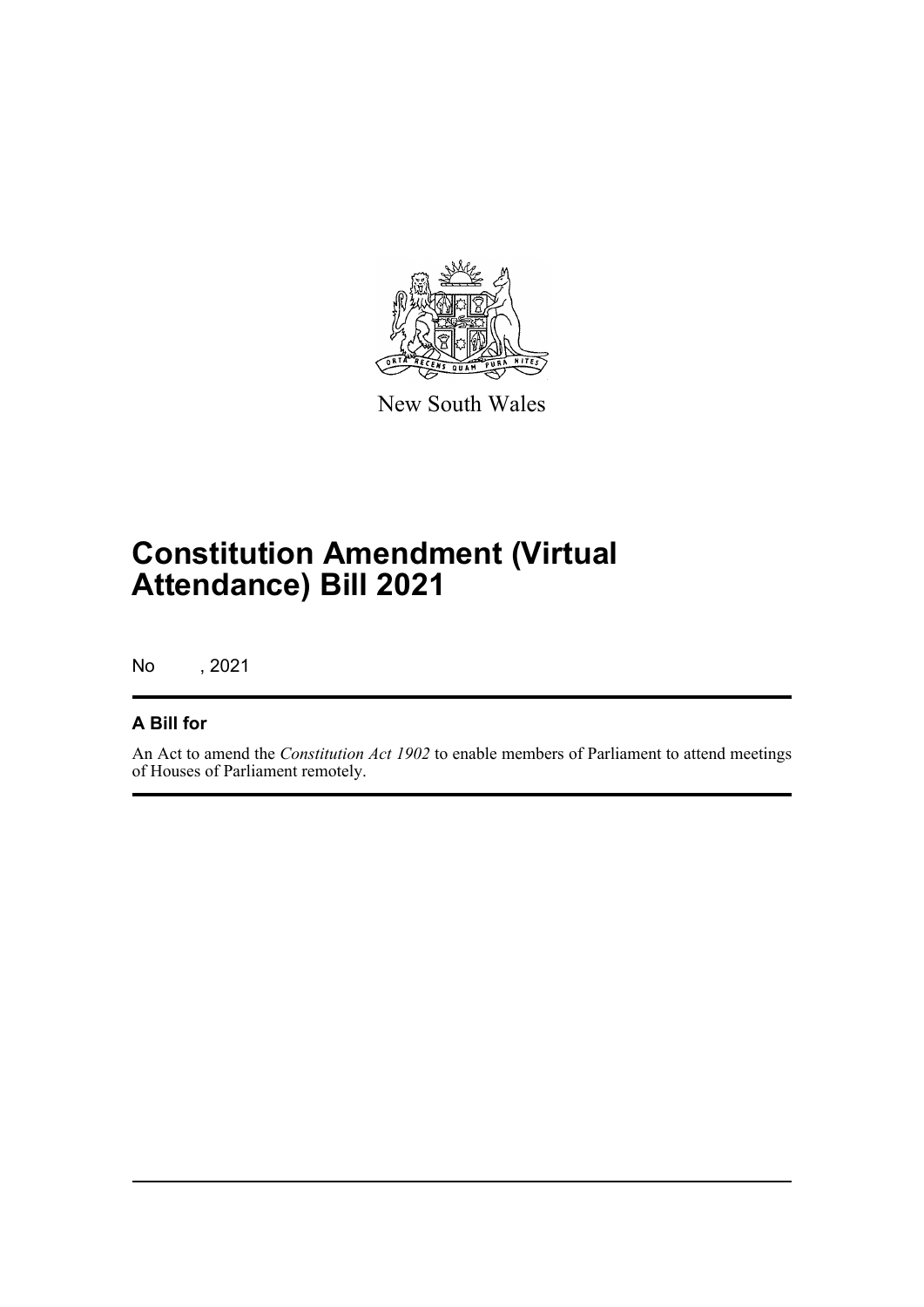New South Wales

# Constitution Amendment (Virtual Attendance) Bill 2021

No , 2021

## A Bill for

An Act to amend the *Constitution Act 1902* to enable members of Parliament to attend meetings of Houses of Parliament remotely.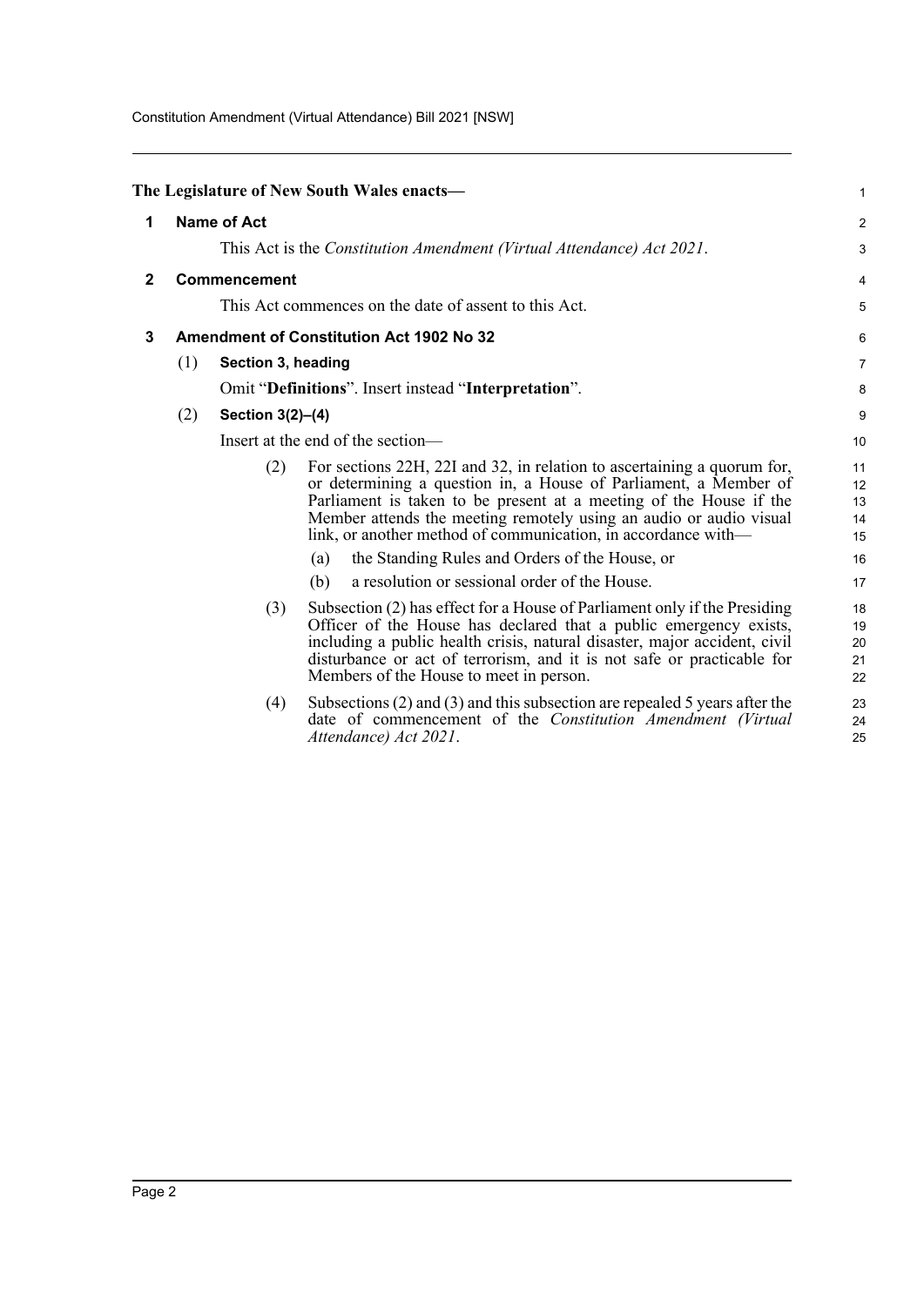**The Legislature of New South Wales enacts—**

## 1 Name of Act

This Act is the *Constitution Amendment (Virtual Attendance) Act 2021*.

## 2 Commencement

This Act commences on the date of assent to this Act.

## 3 Amendment of Constitution Act 1902 No 32

### (1) Section 3, heading

Omit "**Definitions**". Insert instead "**Interpretation**".

### (2) Section 3(2)–(4)

Insert at the end of the section—

(2) For sections 22H, 22I and 32, in relation to ascertaining a quorum for, or determining a question in, a House of Parliament, a Member of Parliament is taken to be present at a meeting of the House if the Member attends the meeting remotely using an audio or audio visual link, or another method of communication, in accordance with—

(a) the Standing Rules and Orders of the House, or

(b) a resolution or sessional order of the House.

(3) Subsection (2) has effect for a House of Parliament only if the Presiding Officer of the House has declared that a public emergency exists, including a public health crisis, natural disaster, major accident, civil disturbance or act of terrorism, and it is not safe or practicable for Members of the House to meet in person.

(4) Subsections (2) and (3) and this subsection are repealed 5 years after the date of commencement of the *Constitution Amendment (Virtual Attendance) Act 2021*.